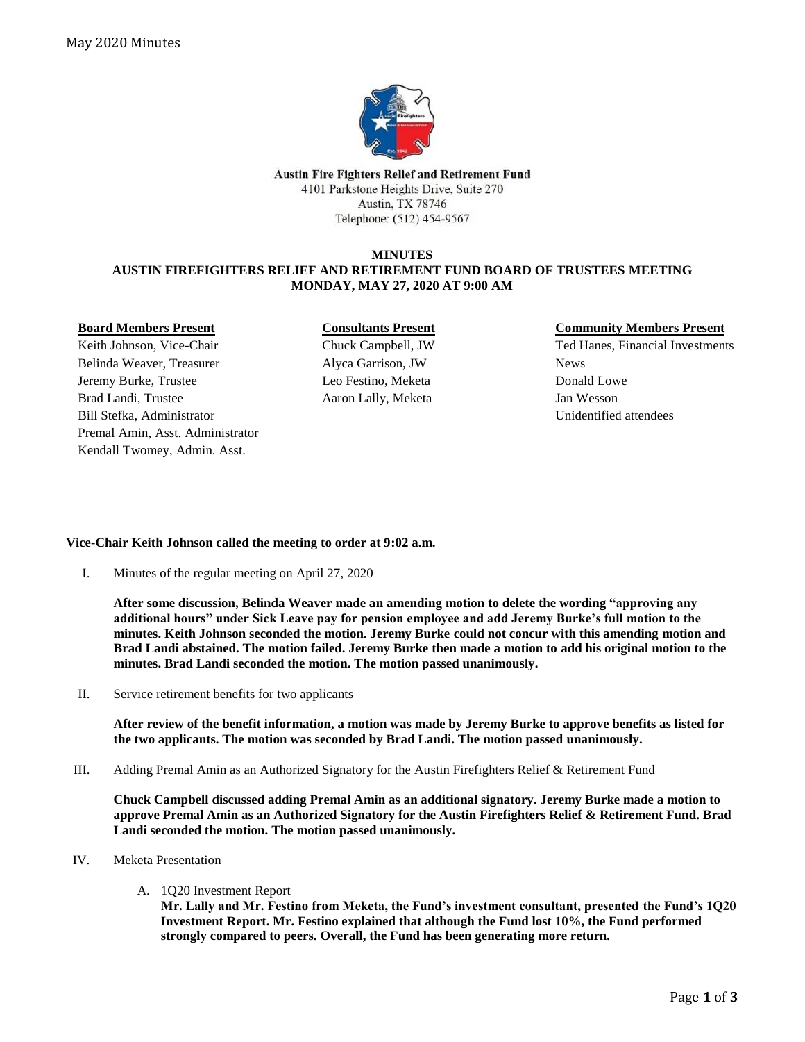Austin Fire Fighters Relief and Retirement Fund
4101 Parkstone Heights Drive, Suite 270
Austin, TX 78746
Telephone: (512) 454-9567

**MINUTES**
**AUSTIN FIREFIGHTERS RELIEF AND RETIREMENT FUND BOARD OF TRUSTEES MEETING**
**MONDAY, MAY 27, 2020 AT 9:00 AM**

**Board Members Present**
Keith Johnson, Vice-Chair
Belinda Weaver, Treasurer
Jeremy Burke, Trustee
Brad Landi, Trustee
Bill Stefka, Administrator
Premal Amin, Asst. Administrator
Kendall Twomey, Admin. Asst.

**Consultants Present**
Chuck Campbell, JW
Alyca Garrison, JW
Leo Festino, Meketa
Aaron Lally, Meketa

**Community Members Present**
Ted Hanes, Financial Investments News
Donald Lowe
Jan Wesson
Unidentified attendees

**Vice-Chair Keith Johnson called the meeting to order at 9:02 a.m.**

I. Minutes of the regular meeting on April 27, 2020

**After some discussion, Belinda Weaver made an amending motion to delete the wording "approving any additional hours" under Sick Leave pay for pension employee and add Jeremy Burke's full motion to the minutes. Keith Johnson seconded the motion. Jeremy Burke could not concur with this amending motion and Brad Landi abstained. The motion failed. Jeremy Burke then made a motion to add his original motion to the minutes. Brad Landi seconded the motion. The motion passed unanimously.**

II. Service retirement benefits for two applicants

**After review of the benefit information, a motion was made by Jeremy Burke to approve benefits as listed for the two applicants. The motion was seconded by Brad Landi. The motion passed unanimously.**

III. Adding Premal Amin as an Authorized Signatory for the Austin Firefighters Relief & Retirement Fund

**Chuck Campbell discussed adding Premal Amin as an additional signatory. Jeremy Burke made a motion to approve Premal Amin as an Authorized Signatory for the Austin Firefighters Relief & Retirement Fund. Brad Landi seconded the motion. The motion passed unanimously.**

IV. Meketa Presentation

A. 1Q20 Investment Report
**Mr. Lally and Mr. Festino from Meketa, the Fund's investment consultant, presented the Fund's 1Q20 Investment Report. Mr. Festino explained that although the Fund lost 10%, the Fund performed strongly compared to peers. Overall, the Fund has been generating more return.**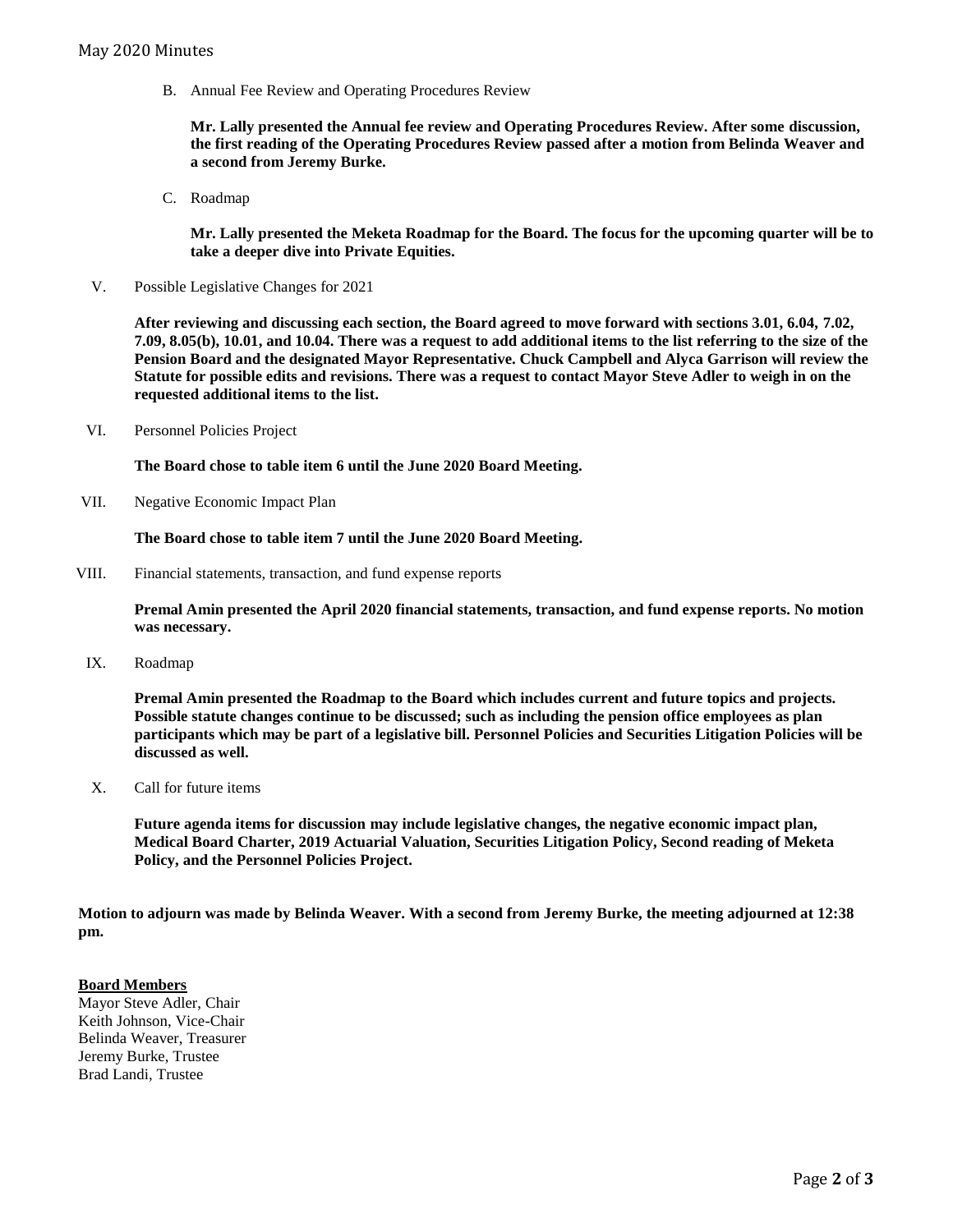B. Annual Fee Review and Operating Procedures Review

**Mr. Lally presented the Annual fee review and Operating Procedures Review. After some discussion, the first reading of the Operating Procedures Review passed after a motion from Belinda Weaver and a second from Jeremy Burke.**

C. Roadmap

**Mr. Lally presented the Meketa Roadmap for the Board. The focus for the upcoming quarter will be to take a deeper dive into Private Equities.**

V. Possible Legislative Changes for 2021

**After reviewing and discussing each section, the Board agreed to move forward with sections 3.01, 6.04, 7.02, 7.09, 8.05(b), 10.01, and 10.04. There was a request to add additional items to the list referring to the size of the Pension Board and the designated Mayor Representative. Chuck Campbell and Alyca Garrison will review the Statute for possible edits and revisions. There was a request to contact Mayor Steve Adler to weigh in on the requested additional items to the list.**

VI. Personnel Policies Project

**The Board chose to table item 6 until the June 2020 Board Meeting.**

VII. Negative Economic Impact Plan

**The Board chose to table item 7 until the June 2020 Board Meeting.**

VIII. Financial statements, transaction, and fund expense reports

**Premal Amin presented the April 2020 financial statements, transaction, and fund expense reports. No motion was necessary.**

IX. Roadmap

**Premal Amin presented the Roadmap to the Board which includes current and future topics and projects. Possible statute changes continue to be discussed; such as including the pension office employees as plan participants which may be part of a legislative bill. Personnel Policies and Securities Litigation Policies will be discussed as well.**

X. Call for future items

**Future agenda items for discussion may include legislative changes, the negative economic impact plan, Medical Board Charter, 2019 Actuarial Valuation, Securities Litigation Policy, Second reading of Meketa Policy, and the Personnel Policies Project.**

**Motion to adjourn was made by Belinda Weaver. With a second from Jeremy Burke, the meeting adjourned at 12:38 pm.**

**Board Members**

Mayor Steve Adler, Chair
Keith Johnson, Vice-Chair
Belinda Weaver, Treasurer
Jeremy Burke, Trustee
Brad Landi, Trustee